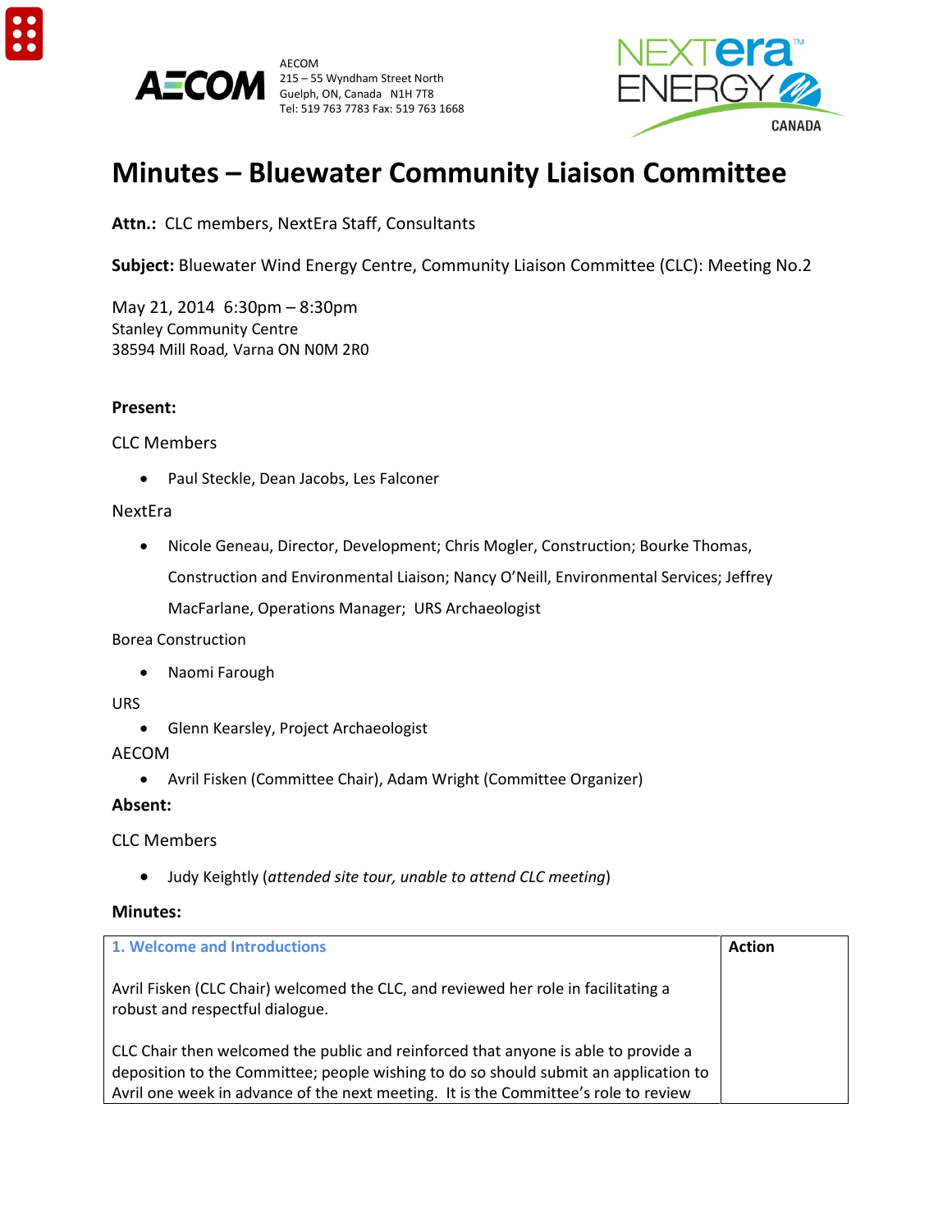AECOM
215 – 55 Wyndham Street North
Guelph, ON, Canada N1H 7T8
Tel: 519 763 7783 Fax: 519 763 1668

# Minutes – Bluewater Community Liaison Committee

**Attn.:** CLC members, NextEra Staff, Consultants

**Subject:** Bluewater Wind Energy Centre, Community Liaison Committee (CLC): Meeting No.2

May 21, 2014 6:30pm – 8:30pm
Stanley Community Centre
38594 Mill Road, Varna ON N0M 2R0

**Present:**

CLC Members

- Paul Steckle, Dean Jacobs, Les Falconer

NextEra

- Nicole Geneau, Director, Development; Chris Mogler, Construction; Bourke Thomas, Construction and Environmental Liaison; Nancy O'Neill, Environmental Services; Jeffrey MacFarlane, Operations Manager; URS Archaeologist

Borea Construction

- Naomi Farough

URS

- Glenn Kearsley, Project Archaeologist

AECOM

- Avril Fisken (Committee Chair), Adam Wright (Committee Organizer)

**Absent:**

CLC Members

- Judy Keightly (*attended site tour, unable to attend CLC meeting*)

**Minutes:**

| 1. Welcome and Introductions | Action |
|---|---|
| Avril Fisken (CLC Chair) welcomed the CLC, and reviewed her role in facilitating a robust and respectful dialogue.<br><br>CLC Chair then welcomed the public and reinforced that anyone is able to provide a deposition to the Committee; people wishing to do so should submit an application to Avril one week in advance of the next meeting. It is the Committee's role to review | |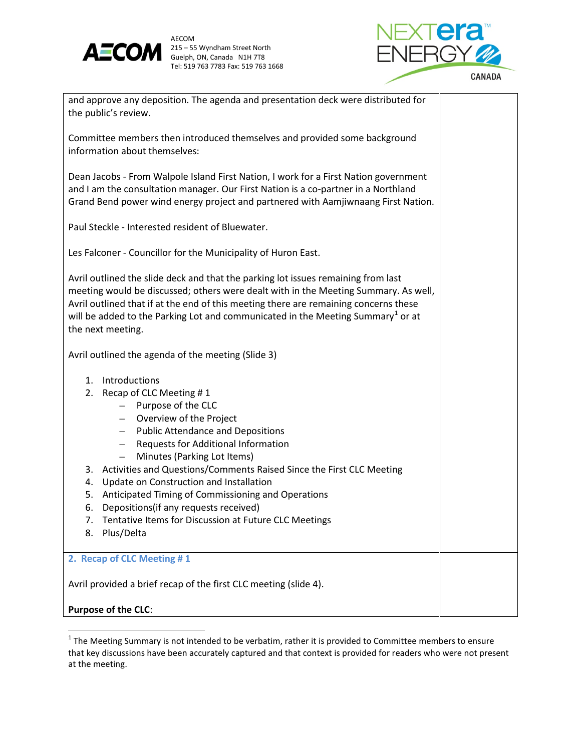and approve any deposition. The agenda and presentation deck were distributed for the public's review.

Committee members then introduced themselves and provided some background information about themselves:

Dean Jacobs - From Walpole Island First Nation, I work for a First Nation government and I am the consultation manager. Our First Nation is a co-partner in a Northland Grand Bend power wind energy project and partnered with Aamjiwnaang First Nation.

Paul Steckle - Interested resident of Bluewater.

Les Falconer - Councillor for the Municipality of Huron East.

Avril outlined the slide deck and that the parking lot issues remaining from last meeting would be discussed; others were dealt with in the Meeting Summary. As well, Avril outlined that if at the end of this meeting there are remaining concerns these will be added to the Parking Lot and communicated in the Meeting Summary[1] or at the next meeting.

Avril outlined the agenda of the meeting (Slide 3)

1. Introductions
2. Recap of CLC Meeting # 1
   - Purpose of the CLC
   - Overview of the Project
   - Public Attendance and Depositions
   - Requests for Additional Information
   - Minutes (Parking Lot Items)
3. Activities and Questions/Comments Raised Since the First CLC Meeting
4. Update on Construction and Installation
5. Anticipated Timing of Commissioning and Operations
6. Depositions(if any requests received)
7. Tentative Items for Discussion at Future CLC Meetings
8. Plus/Delta

## 2. Recap of CLC Meeting # 1

Avril provided a brief recap of the first CLC meeting (slide 4).

**Purpose of the CLC**:

[1] The Meeting Summary is not intended to be verbatim, rather it is provided to Committee members to ensure that key discussions have been accurately captured and that context is provided for readers who were not present at the meeting.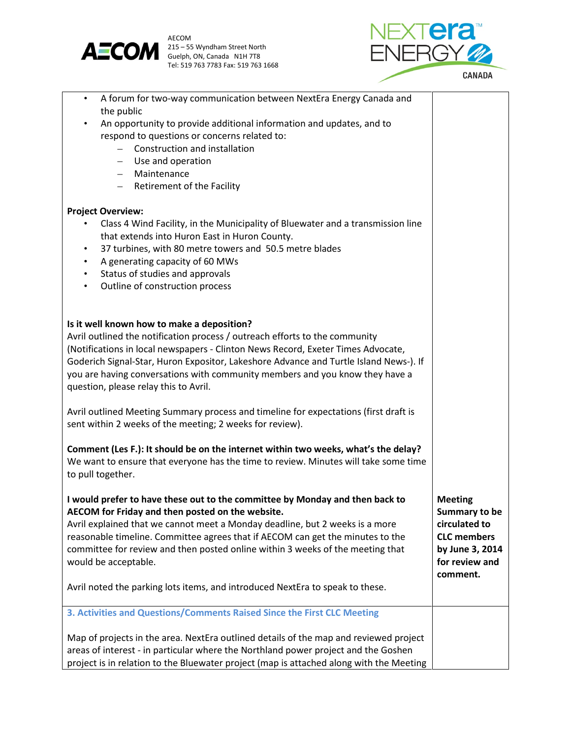| | |
|---|---|
| • A forum for two-way communication between NextEra Energy Canada and the public<br>• An opportunity to provide additional information and updates, and to respond to questions or concerns related to:<br>  – Construction and installation<br>  – Use and operation<br>  – Maintenance<br>  – Retirement of the Facility<br><br>**Project Overview:**<br>• Class 4 Wind Facility, in the Municipality of Bluewater and a transmission line that extends into Huron East in Huron County.<br>• 37 turbines, with 80 metre towers and 50.5 metre blades<br>• A generating capacity of 60 MWs<br>• Status of studies and approvals<br>• Outline of construction process<br><br>**Is it well known how to make a deposition?**<br>Avril outlined the notification process / outreach efforts to the community (Notifications in local newspapers - Clinton News Record, Exeter Times Advocate, Goderich Signal-Star, Huron Expositor, Lakeshore Advance and Turtle Island News-). If you are having conversations with community members and you know they have a question, please relay this to Avril.<br><br>Avril outlined Meeting Summary process and timeline for expectations (first draft is sent within 2 weeks of the meeting; 2 weeks for review).<br><br>**Comment (Les F.): It should be on the internet within two weeks, what's the delay?**<br>We want to ensure that everyone has the time to review. Minutes will take some time to pull together.<br><br>**I would prefer to have these out to the committee by Monday and then back to AECOM for Friday and then posted on the website.**<br>Avril explained that we cannot meet a Monday deadline, but 2 weeks is a more reasonable timeline. Committee agrees that if AECOM can get the minutes to the committee for review and then posted online within 3 weeks of the meeting that would be acceptable.<br><br>Avril noted the parking lots items, and introduced NextEra to speak to these. | **Meeting Summary to be circulated to CLC members by June 3, 2014 for review and comment.** |
| **3. Activities and Questions/Comments Raised Since the First CLC Meeting**<br><br>Map of projects in the area. NextEra outlined details of the map and reviewed project areas of interest - in particular where the Northland power project and the Goshen project is in relation to the Bluewater project (map is attached along with the Meeting | |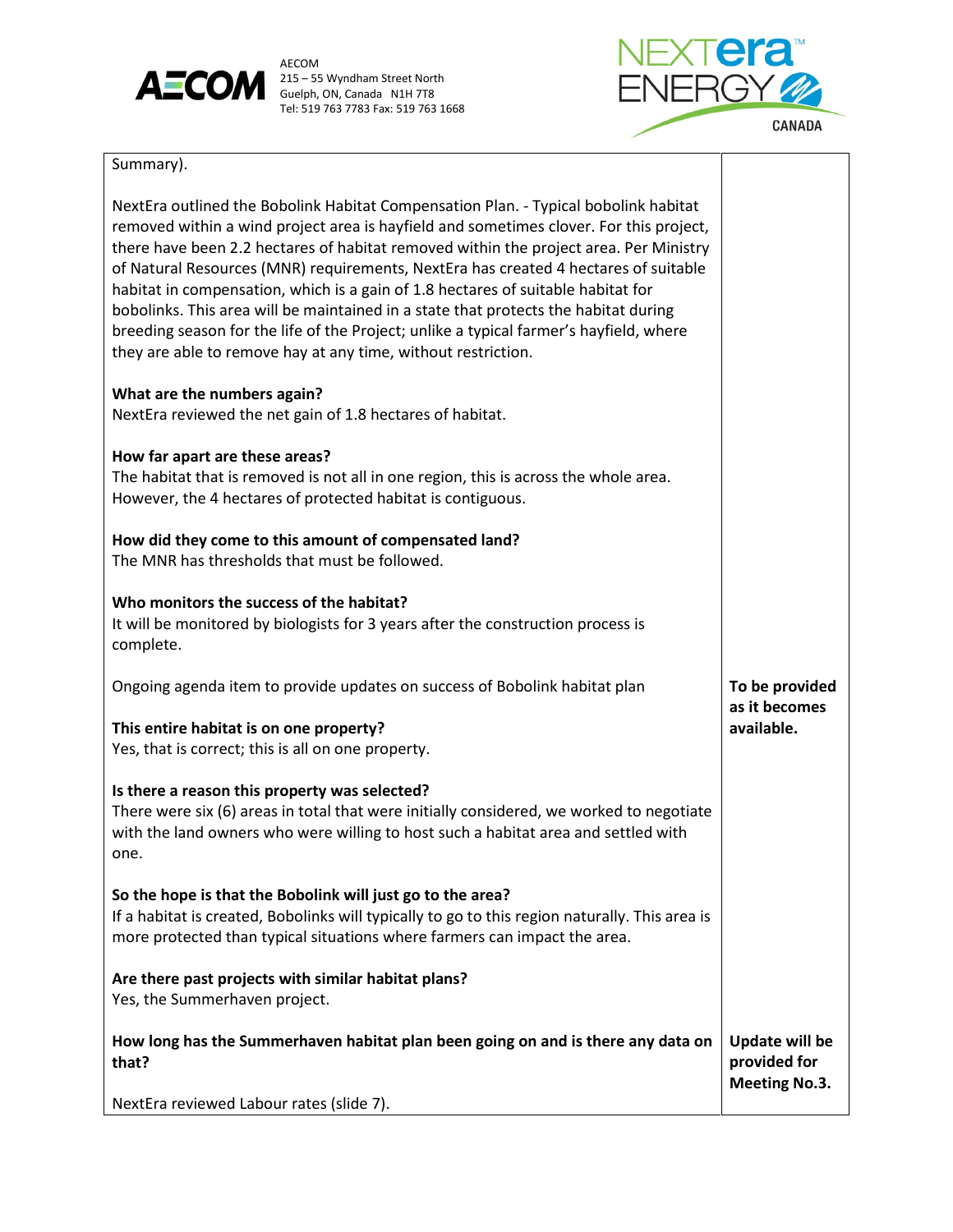| | |
|---|---|
| Summary).<br><br>NextEra outlined the Bobolink Habitat Compensation Plan. - Typical bobolink habitat removed within a wind project area is hayfield and sometimes clover. For this project, there have been 2.2 hectares of habitat removed within the project area. Per Ministry of Natural Resources (MNR) requirements, NextEra has created 4 hectares of suitable habitat in compensation, which is a gain of 1.8 hectares of suitable habitat for bobolinks. This area will be maintained in a state that protects the habitat during breeding season for the life of the Project; unlike a typical farmer's hayfield, where they are able to remove hay at any time, without restriction.<br><br>**What are the numbers again?**<br>NextEra reviewed the net gain of 1.8 hectares of habitat.<br><br>**How far apart are these areas?**<br>The habitat that is removed is not all in one region, this is across the whole area. However, the 4 hectares of protected habitat is contiguous.<br><br>**How did they come to this amount of compensated land?**<br>The MNR has thresholds that must be followed.<br><br>**Who monitors the success of the habitat?**<br>It will be monitored by biologists for 3 years after the construction process is complete. | |
| Ongoing agenda item to provide updates on success of Bobolink habitat plan<br><br>**This entire habitat is on one property?**<br>Yes, that is correct; this is all on one property.<br><br>**Is there a reason this property was selected?**<br>There were six (6) areas in total that were initially considered, we worked to negotiate with the land owners who were willing to host such a habitat area and settled with one.<br><br>**So the hope is that the Bobolink will just go to the area?**<br>If a habitat is created, Bobolinks will typically to go to this region naturally. This area is more protected than typical situations where farmers can impact the area.<br><br>**Are there past projects with similar habitat plans?**<br>Yes, the Summerhaven project. | **To be provided as it becomes available.** |
| **How long has the Summerhaven habitat plan been going on and is there any data on that?**<br><br>NextEra reviewed Labour rates (slide 7). | **Update will be provided for Meeting No.3.** |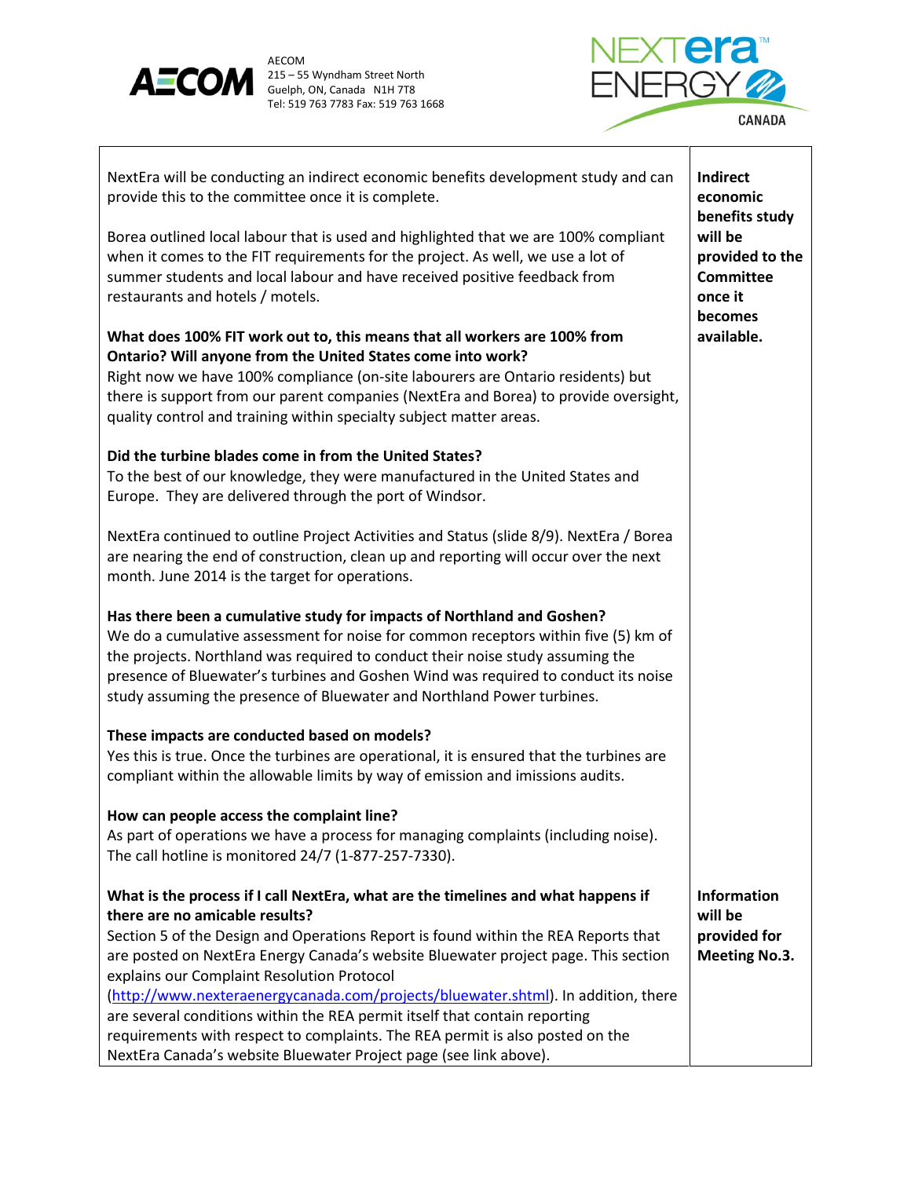| | |
|---|---|
| NextEra will be conducting an indirect economic benefits development study and can provide this to the committee once it is complete.<br><br>Borea outlined local labour that is used and highlighted that we are 100% compliant when it comes to the FIT requirements for the project. As well, we use a lot of summer students and local labour and have received positive feedback from restaurants and hotels / motels.<br><br>**What does 100% FIT work out to, this means that all workers are 100% from Ontario? Will anyone from the United States come into work?**<br>Right now we have 100% compliance (on-site labourers are Ontario residents) but there is support from our parent companies (NextEra and Borea) to provide oversight, quality control and training within specialty subject matter areas.<br><br>**Did the turbine blades come in from the United States?**<br>To the best of our knowledge, they were manufactured in the United States and Europe. They are delivered through the port of Windsor.<br><br>NextEra continued to outline Project Activities and Status (slide 8/9). NextEra / Borea are nearing the end of construction, clean up and reporting will occur over the next month. June 2014 is the target for operations.<br><br>**Has there been a cumulative study for impacts of Northland and Goshen?**<br>We do a cumulative assessment for noise for common receptors within five (5) km of the projects. Northland was required to conduct their noise study assuming the presence of Bluewater's turbines and Goshen Wind was required to conduct its noise study assuming the presence of Bluewater and Northland Power turbines.<br><br>**These impacts are conducted based on models?**<br>Yes this is true. Once the turbines are operational, it is ensured that the turbines are compliant within the allowable limits by way of emission and imissions audits.<br><br>**How can people access the complaint line?**<br>As part of operations we have a process for managing complaints (including noise). The call hotline is monitored 24/7 (1-877-257-7330). | **Indirect economic benefits study will be provided to the Committee once it becomes available.** |
| **What is the process if I call NextEra, what are the timelines and what happens if there are no amicable results?**<br>Section 5 of the Design and Operations Report is found within the REA Reports that are posted on NextEra Energy Canada's website Bluewater project page. This section explains our Complaint Resolution Protocol (http://www.nexteraenergycanada.com/projects/bluewater.shtml). In addition, there are several conditions within the REA permit itself that contain reporting requirements with respect to complaints. The REA permit is also posted on the NextEra Canada's website Bluewater Project page (see link above). | **Information will be provided for Meeting No.3.** |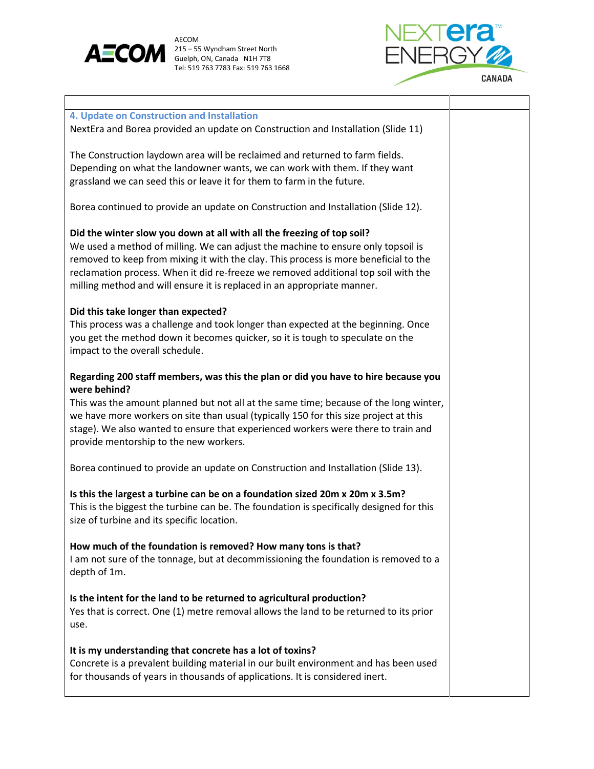### 4. Update on Construction and Installation

NextEra and Borea provided an update on Construction and Installation (Slide 11)

The Construction laydown area will be reclaimed and returned to farm fields. Depending on what the landowner wants, we can work with them. If they want grassland we can seed this or leave it for them to farm in the future.

Borea continued to provide an update on Construction and Installation (Slide 12).

**Did the winter slow you down at all with all the freezing of top soil?**
We used a method of milling. We can adjust the machine to ensure only topsoil is removed to keep from mixing it with the clay. This process is more beneficial to the reclamation process. When it did re-freeze we removed additional top soil with the milling method and will ensure it is replaced in an appropriate manner.

**Did this take longer than expected?**
This process was a challenge and took longer than expected at the beginning. Once you get the method down it becomes quicker, so it is tough to speculate on the impact to the overall schedule.

**Regarding 200 staff members, was this the plan or did you have to hire because you were behind?**
This was the amount planned but not all at the same time; because of the long winter, we have more workers on site than usual (typically 150 for this size project at this stage). We also wanted to ensure that experienced workers were there to train and provide mentorship to the new workers.

Borea continued to provide an update on Construction and Installation (Slide 13).

**Is this the largest a turbine can be on a foundation sized 20m x 20m x 3.5m?**
This is the biggest the turbine can be. The foundation is specifically designed for this size of turbine and its specific location.

**How much of the foundation is removed? How many tons is that?**
I am not sure of the tonnage, but at decommissioning the foundation is removed to a depth of 1m.

**Is the intent for the land to be returned to agricultural production?**
Yes that is correct. One (1) metre removal allows the land to be returned to its prior use.

**It is my understanding that concrete has a lot of toxins?**
Concrete is a prevalent building material in our built environment and has been used for thousands of years in thousands of applications. It is considered inert.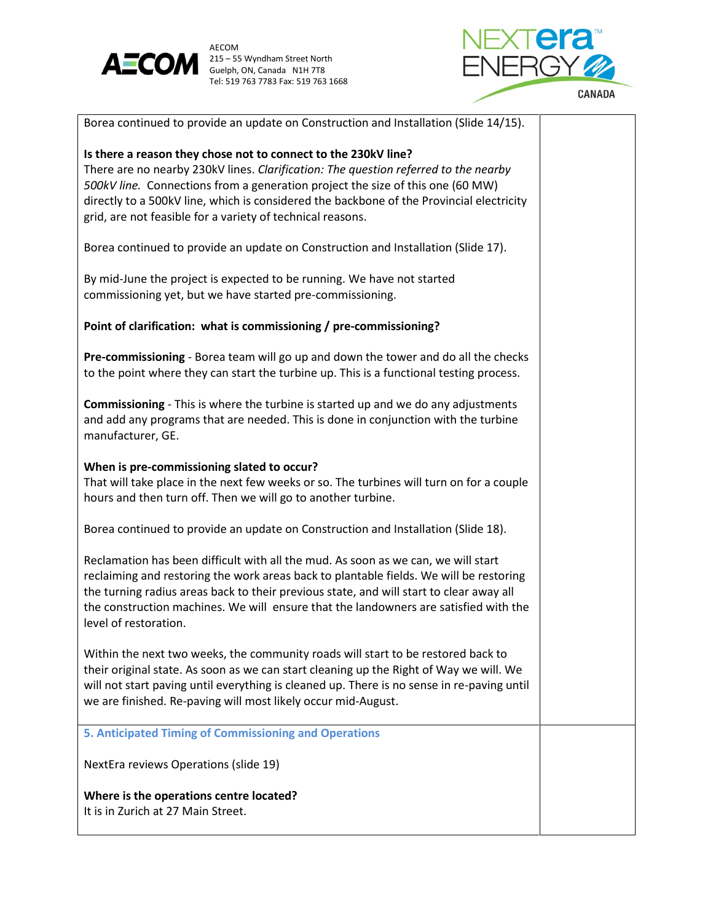Borea continued to provide an update on Construction and Installation (Slide 14/15).

**Is there a reason they chose not to connect to the 230kV line?**
There are no nearby 230kV lines. *Clarification: The question referred to the nearby 500kV line.* Connections from a generation project the size of this one (60 MW) directly to a 500kV line, which is considered the backbone of the Provincial electricity grid, are not feasible for a variety of technical reasons.

Borea continued to provide an update on Construction and Installation (Slide 17).

By mid-June the project is expected to be running. We have not started commissioning yet, but we have started pre-commissioning.

**Point of clarification: what is commissioning / pre-commissioning?**

**Pre-commissioning** - Borea team will go up and down the tower and do all the checks to the point where they can start the turbine up. This is a functional testing process.

**Commissioning** - This is where the turbine is started up and we do any adjustments and add any programs that are needed. This is done in conjunction with the turbine manufacturer, GE.

**When is pre-commissioning slated to occur?**
That will take place in the next few weeks or so. The turbines will turn on for a couple hours and then turn off. Then we will go to another turbine.

Borea continued to provide an update on Construction and Installation (Slide 18).

Reclamation has been difficult with all the mud. As soon as we can, we will start reclaiming and restoring the work areas back to plantable fields. We will be restoring the turning radius areas back to their previous state, and will start to clear away all the construction machines. We will ensure that the landowners are satisfied with the level of restoration.

Within the next two weeks, the community roads will start to be restored back to their original state. As soon as we can start cleaning up the Right of Way we will. We will not start paving until everything is cleaned up. There is no sense in re-paving until we are finished. Re-paving will most likely occur mid-August.

## 5. Anticipated Timing of Commissioning and Operations

NextEra reviews Operations (slide 19)

**Where is the operations centre located?**
It is in Zurich at 27 Main Street.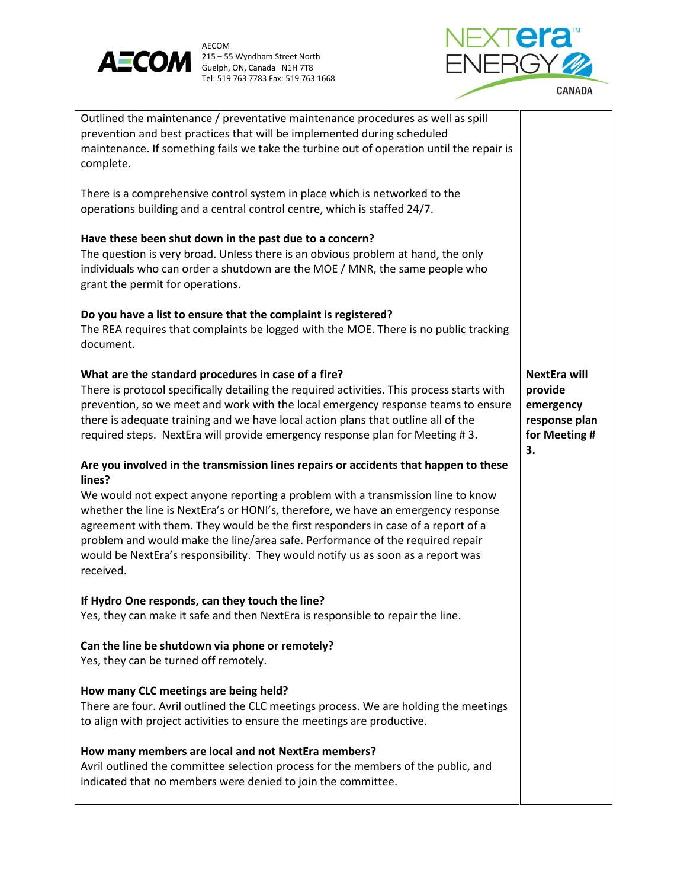| | |
|---|---|
| Outlined the maintenance / preventative maintenance procedures as well as spill prevention and best practices that will be implemented during scheduled maintenance. If something fails we take the turbine out of operation until the repair is complete.<br><br>There is a comprehensive control system in place which is networked to the operations building and a central control centre, which is staffed 24/7.<br><br>**Have these been shut down in the past due to a concern?**<br>The question is very broad. Unless there is an obvious problem at hand, the only individuals who can order a shutdown are the MOE / MNR, the same people who grant the permit for operations.<br><br>**Do you have a list to ensure that the complaint is registered?**<br>The REA requires that complaints be logged with the MOE. There is no public tracking document. | |
| **What are the standard procedures in case of a fire?**<br>There is protocol specifically detailing the required activities. This process starts with prevention, so we meet and work with the local emergency response teams to ensure there is adequate training and we have local action plans that outline all of the required steps. NextEra will provide emergency response plan for Meeting # 3. | **NextEra will provide emergency response plan for Meeting # 3.** |
| **Are you involved in the transmission lines repairs or accidents that happen to these lines?**<br>We would not expect anyone reporting a problem with a transmission line to know whether the line is NextEra's or HONI's, therefore, we have an emergency response agreement with them. They would be the first responders in case of a report of a problem and would make the line/area safe. Performance of the required repair would be NextEra's responsibility. They would notify us as soon as a report was received.<br><br>**If Hydro One responds, can they touch the line?**<br>Yes, they can make it safe and then NextEra is responsible to repair the line.<br><br>**Can the line be shutdown via phone or remotely?**<br>Yes, they can be turned off remotely.<br><br>**How many CLC meetings are being held?**<br>There are four. Avril outlined the CLC meetings process. We are holding the meetings to align with project activities to ensure the meetings are productive.<br><br>**How many members are local and not NextEra members?**<br>Avril outlined the committee selection process for the members of the public, and indicated that no members were denied to join the committee. | |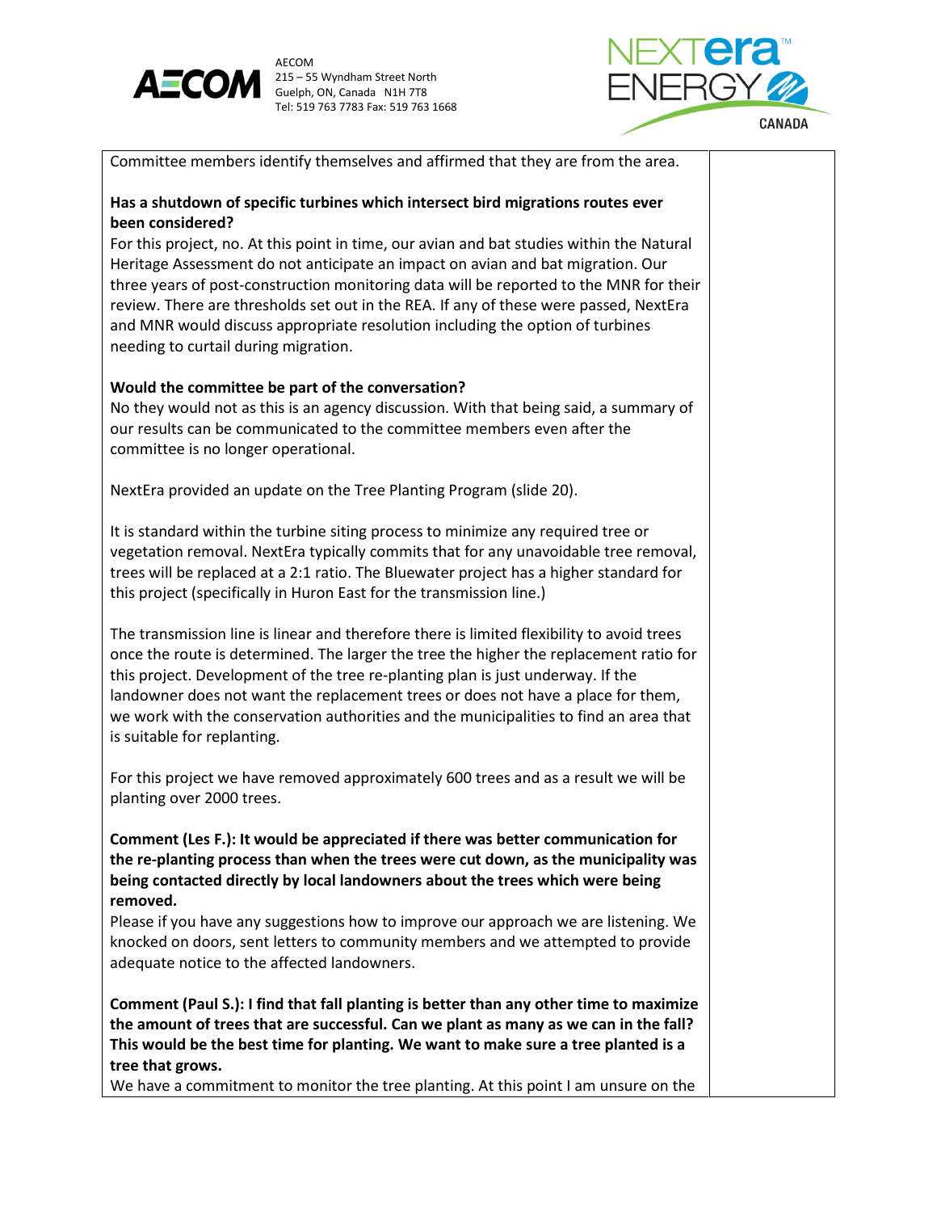Committee members identify themselves and affirmed that they are from the area.

**Has a shutdown of specific turbines which intersect bird migrations routes ever been considered?**

For this project, no. At this point in time, our avian and bat studies within the Natural Heritage Assessment do not anticipate an impact on avian and bat migration. Our three years of post-construction monitoring data will be reported to the MNR for their review. There are thresholds set out in the REA. If any of these were passed, NextEra and MNR would discuss appropriate resolution including the option of turbines needing to curtail during migration.

**Would the committee be part of the conversation?**

No they would not as this is an agency discussion. With that being said, a summary of our results can be communicated to the committee members even after the committee is no longer operational.

NextEra provided an update on the Tree Planting Program (slide 20).

It is standard within the turbine siting process to minimize any required tree or vegetation removal. NextEra typically commits that for any unavoidable tree removal, trees will be replaced at a 2:1 ratio. The Bluewater project has a higher standard for this project (specifically in Huron East for the transmission line.)

The transmission line is linear and therefore there is limited flexibility to avoid trees once the route is determined. The larger the tree the higher the replacement ratio for this project. Development of the tree re-planting plan is just underway. If the landowner does not want the replacement trees or does not have a place for them, we work with the conservation authorities and the municipalities to find an area that is suitable for replanting.

For this project we have removed approximately 600 trees and as a result we will be planting over 2000 trees.

**Comment (Les F.): It would be appreciated if there was better communication for the re-planting process than when the trees were cut down, as the municipality was being contacted directly by local landowners about the trees which were being removed.**

Please if you have any suggestions how to improve our approach we are listening. We knocked on doors, sent letters to community members and we attempted to provide adequate notice to the affected landowners.

**Comment (Paul S.): I find that fall planting is better than any other time to maximize the amount of trees that are successful. Can we plant as many as we can in the fall? This would be the best time for planting. We want to make sure a tree planted is a tree that grows.**

We have a commitment to monitor the tree planting. At this point I am unsure on the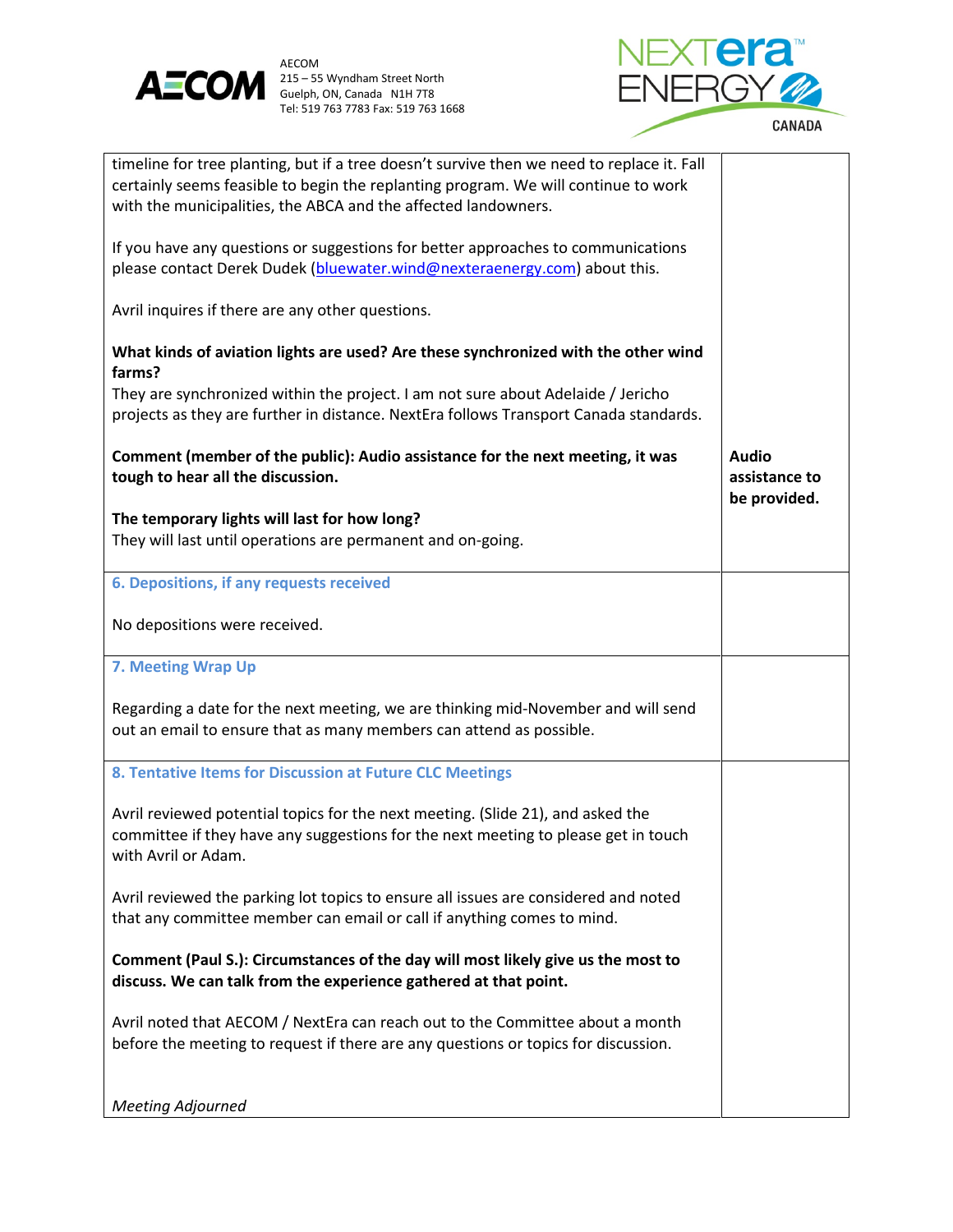| | |
|---|---|
| timeline for tree planting, but if a tree doesn't survive then we need to replace it. Fall certainly seems feasible to begin the replanting program. We will continue to work with the municipalities, the ABCA and the affected landowners.<br><br>If you have any questions or suggestions for better approaches to communications please contact Derek Dudek (bluewater.wind@nexteraenergy.com) about this.<br><br>Avril inquires if there are any other questions.<br><br>**What kinds of aviation lights are used? Are these synchronized with the other wind farms?**<br>They are synchronized within the project. I am not sure about Adelaide / Jericho projects as they are further in distance. NextEra follows Transport Canada standards.<br><br>**Comment (member of the public): Audio assistance for the next meeting, it was tough to hear all the discussion.**<br><br>**The temporary lights will last for how long?**<br>They will last until operations are permanent and on-going. | **Audio assistance to be provided.** |
| **6. Depositions, if any requests received**<br><br>No depositions were received. | |
| **7. Meeting Wrap Up**<br><br>Regarding a date for the next meeting, we are thinking mid-November and will send out an email to ensure that as many members can attend as possible. | |
| **8. Tentative Items for Discussion at Future CLC Meetings**<br><br>Avril reviewed potential topics for the next meeting. (Slide 21), and asked the committee if they have any suggestions for the next meeting to please get in touch with Avril or Adam.<br><br>Avril reviewed the parking lot topics to ensure all issues are considered and noted that any committee member can email or call if anything comes to mind.<br><br>**Comment (Paul S.): Circumstances of the day will most likely give us the most to discuss. We can talk from the experience gathered at that point.**<br><br>Avril noted that AECOM / NextEra can reach out to the Committee about a month before the meeting to request if there are any questions or topics for discussion.<br><br>*Meeting Adjourned* | |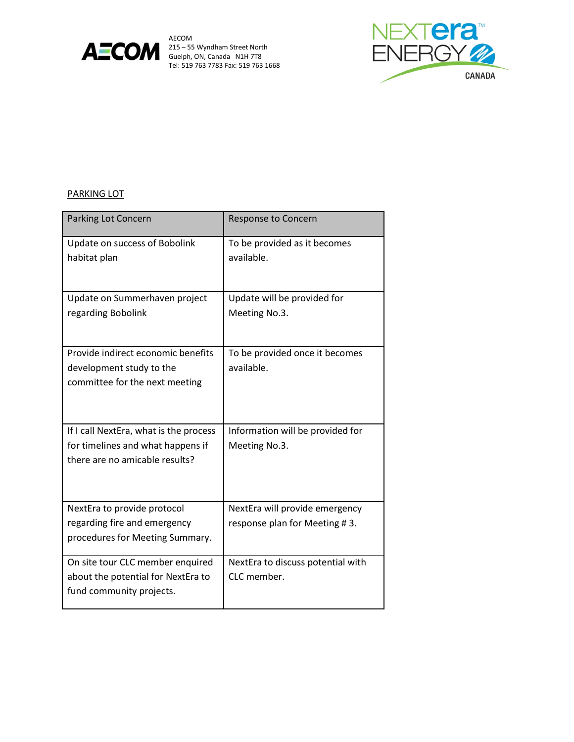AECOM
215 – 55 Wyndham Street North
Guelph, ON, Canada N1H 7T8
Tel: 519 763 7783 Fax: 519 763 1668

PARKING LOT

| Parking Lot Concern | Response to Concern |
| --- | --- |
| Update on success of Bobolink habitat plan | To be provided as it becomes available. |
| Update on Summerhaven project regarding Bobolink | Update will be provided for Meeting No.3. |
| Provide indirect economic benefits development study to the committee for the next meeting | To be provided once it becomes available. |
| If I call NextEra, what is the process for timelines and what happens if there are no amicable results? | Information will be provided for Meeting No.3. |
| NextEra to provide protocol regarding fire and emergency procedures for Meeting Summary. | NextEra will provide emergency response plan for Meeting # 3. |
| On site tour CLC member enquired about the potential for NextEra to fund community projects. | NextEra to discuss potential with CLC member. |